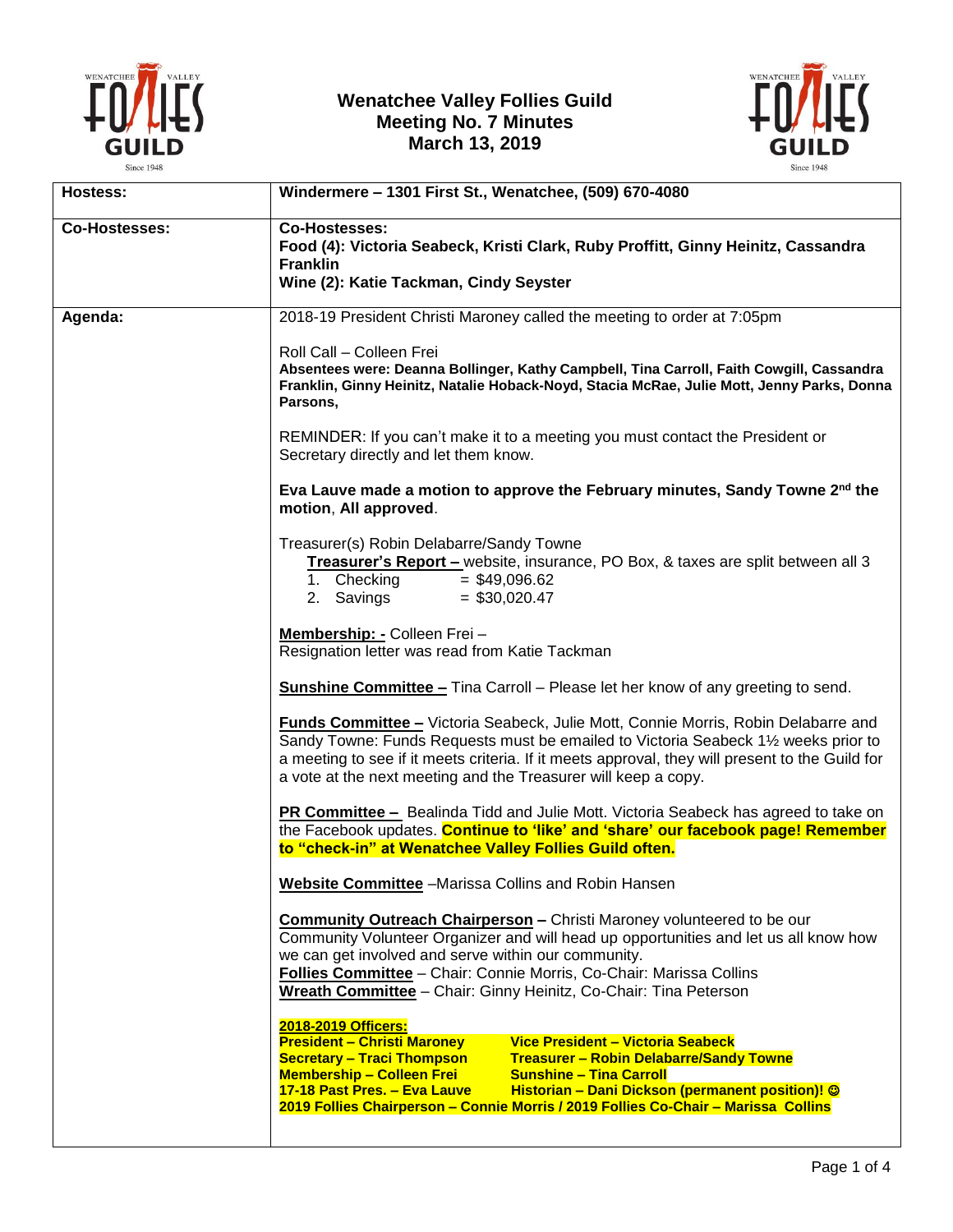# Wenatchee Valley Follies Guild
## Meeting No. 7 Minutes
## March 13, 2019

| | |
|---|---|
| **Hostess:** | **Windermere – 1301 First St., Wenatchee, (509) 670-4080** |
| **Co-Hostesses:** | **Co-Hostesses:**<br>**Food (4): Victoria Seabeck, Kristi Clark, Ruby Proffitt, Ginny Heinitz, Cassandra Franklin**<br>**Wine (2): Katie Tackman, Cindy Seyster** |
| **Agenda:** | 2018-19 President Christi Maroney called the meeting to order at 7:05pm<br><br>Roll Call – Colleen Frei<br>**Absentees were: Deanna Bollinger, Kathy Campbell, Tina Carroll, Faith Cowgill, Cassandra Franklin, Ginny Heinitz, Natalie Hoback-Noyd, Stacia McRae, Julie Mott, Jenny Parks, Donna Parsons,**<br><br>REMINDER: If you can't make it to a meeting you must contact the President or Secretary directly and let them know.<br><br>**Eva Lauve made a motion to approve the February minutes, Sandy Towne 2nd the motion, All approved.**<br><br>Treasurer(s) Robin Delabarre/Sandy Towne<br>**Treasurer's Report –** website, insurance, PO Box, & taxes are split between all 3<br>1. Checking = $49,096.62<br>2. Savings = $30,020.47<br><br>**Membership: -** Colleen Frei –<br>Resignation letter was read from Katie Tackman<br><br>**Sunshine Committee –** Tina Carroll – Please let her know of any greeting to send.<br><br>**Funds Committee –** Victoria Seabeck, Julie Mott, Connie Morris, Robin Delabarre and Sandy Towne: Funds Requests must be emailed to Victoria Seabeck 1½ weeks prior to a meeting to see if it meets criteria. If it meets approval, they will present to the Guild for a vote at the next meeting and the Treasurer will keep a copy.<br><br>**PR Committee –** Bealinda Tidd and Julie Mott. Victoria Seabeck has agreed to take on the Facebook updates. **Continue to 'like' and 'share' our facebook page! Remember to "check-in" at Wenatchee Valley Follies Guild often.**<br><br>**Website Committee** –Marissa Collins and Robin Hansen<br><br>**Community Outreach Chairperson –** Christi Maroney volunteered to be our Community Volunteer Organizer and will head up opportunities and let us all know how we can get involved and serve within our community.<br>**Follies Committee** – Chair: Connie Morris, Co-Chair: Marissa Collins<br>**Wreath Committee** – Chair: Ginny Heinitz, Co-Chair: Tina Peterson<br><br>**2018-2019 Officers:**<br>**President – Christi Maroney** **Vice President – Victoria Seabeck**<br>**Secretary – Traci Thompson** **Treasurer – Robin Delabarre/Sandy Towne**<br>**Membership – Colleen Frei** **Sunshine – Tina Carroll**<br>**17-18 Past Pres. – Eva Lauve** **Historian – Dani Dickson (permanent position)! ☺**<br>**2019 Follies Chairperson – Connie Morris / 2019 Follies Co-Chair – Marissa Collins** |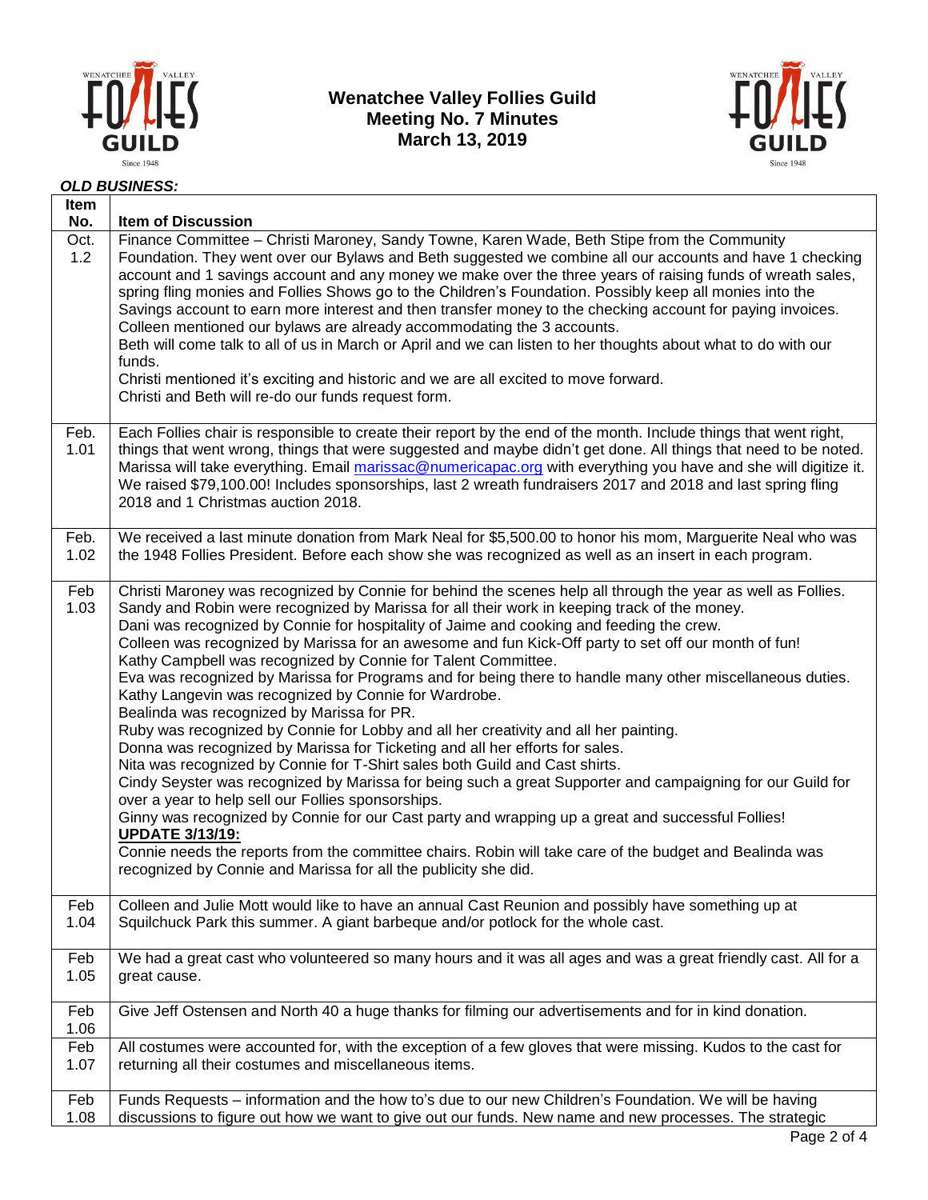# Wenatchee Valley Follies Guild
## Meeting No. 7 Minutes
## March 13, 2019

***OLD BUSINESS:***

| Item No. | Item of Discussion |
|---|---|
| Oct. 1.2 | Finance Committee – Christi Maroney, Sandy Towne, Karen Wade, Beth Stipe from the Community Foundation. They went over our Bylaws and Beth suggested we combine all our accounts and have 1 checking account and 1 savings account and any money we make over the three years of raising funds of wreath sales, spring fling monies and Follies Shows go to the Children's Foundation. Possibly keep all monies into the Savings account to earn more interest and then transfer money to the checking account for paying invoices. Colleen mentioned our bylaws are already accommodating the 3 accounts.<br>Beth will come talk to all of us in March or April and we can listen to her thoughts about what to do with our funds.<br>Christi mentioned it's exciting and historic and we are all excited to move forward.<br>Christi and Beth will re-do our funds request form. |
| Feb. 1.01 | Each Follies chair is responsible to create their report by the end of the month. Include things that went right, things that went wrong, things that were suggested and maybe didn't get done. All things that need to be noted. Marissa will take everything. Email marissac@numericapac.org with everything you have and she will digitize it. We raised $79,100.00! Includes sponsorships, last 2 wreath fundraisers 2017 and 2018 and last spring fling 2018 and 1 Christmas auction 2018. |
| Feb. 1.02 | We received a last minute donation from Mark Neal for $5,500.00 to honor his mom, Marguerite Neal who was the 1948 Follies President. Before each show she was recognized as well as an insert in each program. |
| Feb 1.03 | Christi Maroney was recognized by Connie for behind the scenes help all through the year as well as Follies.<br>Sandy and Robin were recognized by Marissa for all their work in keeping track of the money.<br>Dani was recognized by Connie for hospitality of Jaime and cooking and feeding the crew.<br>Colleen was recognized by Marissa for an awesome and fun Kick-Off party to set off our month of fun!<br>Kathy Campbell was recognized by Connie for Talent Committee.<br>Eva was recognized by Marissa for Programs and for being there to handle many other miscellaneous duties.<br>Kathy Langevin was recognized by Connie for Wardrobe.<br>Bealinda was recognized by Marissa for PR.<br>Ruby was recognized by Connie for Lobby and all her creativity and all her painting.<br>Donna was recognized by Marissa for Ticketing and all her efforts for sales.<br>Nita was recognized by Connie for T-Shirt sales both Guild and Cast shirts.<br>Cindy Seyster was recognized by Marissa for being such a great Supporter and campaigning for our Guild for over a year to help sell our Follies sponsorships.<br>Ginny was recognized by Connie for our Cast party and wrapping up a great and successful Follies!<br>**UPDATE 3/13/19:**<br>Connie needs the reports from the committee chairs. Robin will take care of the budget and Bealinda was recognized by Connie and Marissa for all the publicity she did. |
| Feb 1.04 | Colleen and Julie Mott would like to have an annual Cast Reunion and possibly have something up at Squilchuck Park this summer. A giant barbeque and/or potlock for the whole cast. |
| Feb 1.05 | We had a great cast who volunteered so many hours and it was all ages and was a great friendly cast. All for a great cause. |
| Feb 1.06 | Give Jeff Ostensen and North 40 a huge thanks for filming our advertisements and for in kind donation. |
| Feb 1.07 | All costumes were accounted for, with the exception of a few gloves that were missing. Kudos to the cast for returning all their costumes and miscellaneous items. |
| Feb 1.08 | Funds Requests – information and the how to's due to our new Children's Foundation. We will be having discussions to figure out how we want to give out our funds. New name and new processes. The strategic |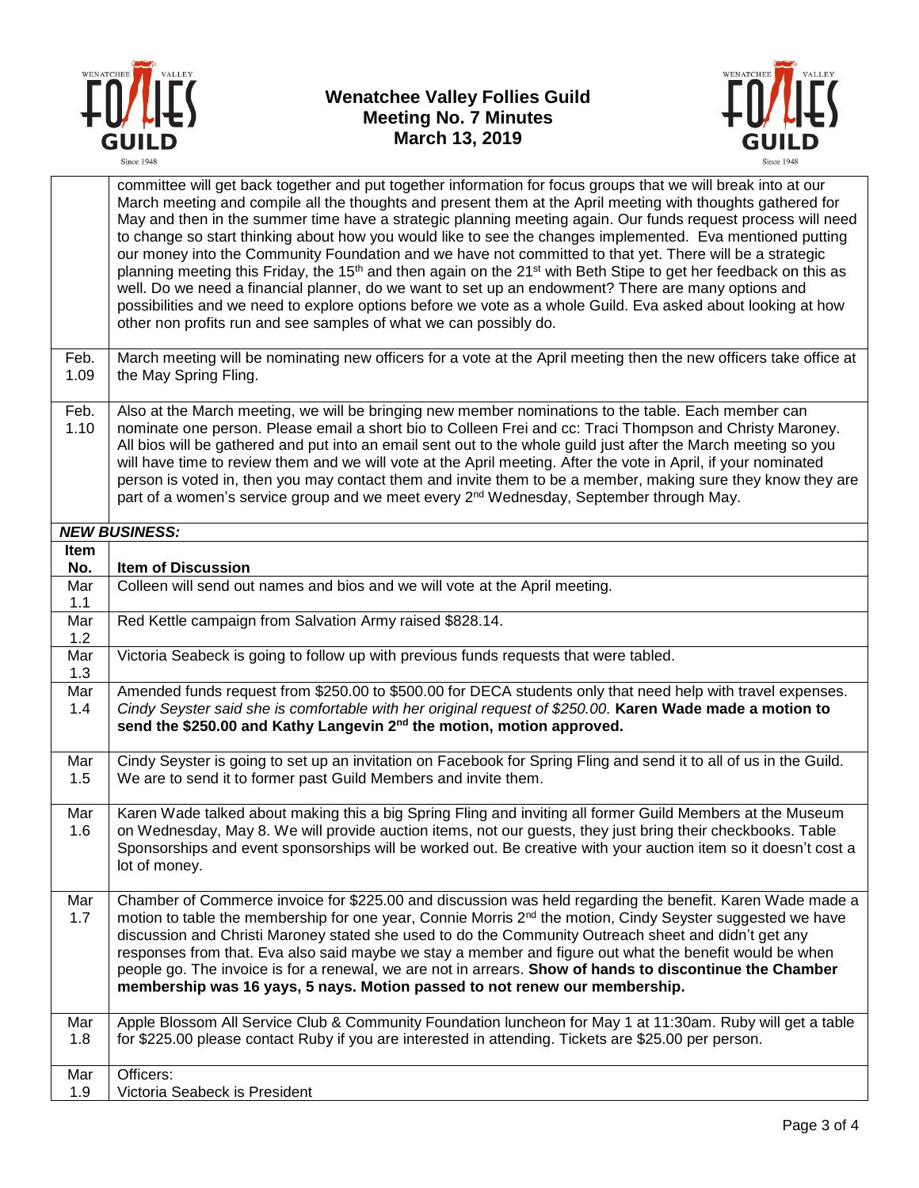# Wenatchee Valley Follies Guild
## Meeting No. 7 Minutes
## March 13, 2019

| | |
|---|---|
| | committee will get back together and put together information for focus groups that we will break into at our March meeting and compile all the thoughts and present them at the April meeting with thoughts gathered for May and then in the summer time have a strategic planning meeting again. Our funds request process will need to change so start thinking about how you would like to see the changes implemented. Eva mentioned putting our money into the Community Foundation and we have not committed to that yet. There will be a strategic planning meeting this Friday, the 15th and then again on the 21st with Beth Stipe to get her feedback on this as well. Do we need a financial planner, do we want to set up an endowment? There are many options and possibilities and we need to explore options before we vote as a whole Guild. Eva asked about looking at how other non profits run and see samples of what we can possibly do. |
| Feb. 1.09 | March meeting will be nominating new officers for a vote at the April meeting then the new officers take office at the May Spring Fling. |
| Feb. 1.10 | Also at the March meeting, we will be bringing new member nominations to the table. Each member can nominate one person. Please email a short bio to Colleen Frei and cc: Traci Thompson and Christy Maroney. All bios will be gathered and put into an email sent out to the whole guild just after the March meeting so you will have time to review them and we will vote at the April meeting. After the vote in April, if your nominated person is voted in, then you may contact them and invite them to be a member, making sure they know they are part of a women's service group and we meet every 2nd Wednesday, September through May. |

***NEW BUSINESS:***

| Item No. | Item of Discussion |
|---|---|
| Mar 1.1 | Colleen will send out names and bios and we will vote at the April meeting. |
| Mar 1.2 | Red Kettle campaign from Salvation Army raised $828.14. |
| Mar 1.3 | Victoria Seabeck is going to follow up with previous funds requests that were tabled. |
| Mar 1.4 | Amended funds request from $250.00 to $500.00 for DECA students only that need help with travel expenses. *Cindy Seyster said she is comfortable with her original request of $250.00.* **Karen Wade made a motion to send the $250.00 and Kathy Langevin 2nd the motion, motion approved.** |
| Mar 1.5 | Cindy Seyster is going to set up an invitation on Facebook for Spring Fling and send it to all of us in the Guild. We are to send it to former past Guild Members and invite them. |
| Mar 1.6 | Karen Wade talked about making this a big Spring Fling and inviting all former Guild Members at the Museum on Wednesday, May 8. We will provide auction items, not our guests, they just bring their checkbooks. Table Sponsorships and event sponsorships will be worked out. Be creative with your auction item so it doesn't cost a lot of money. |
| Mar 1.7 | Chamber of Commerce invoice for $225.00 and discussion was held regarding the benefit. Karen Wade made a motion to table the membership for one year, Connie Morris 2nd the motion, Cindy Seyster suggested we have discussion and Christi Maroney stated she used to do the Community Outreach sheet and didn't get any responses from that. Eva also said maybe we stay a member and figure out what the benefit would be when people go. The invoice is for a renewal, we are not in arrears. **Show of hands to discontinue the Chamber membership was 16 yays, 5 nays. Motion passed to not renew our membership.** |
| Mar 1.8 | Apple Blossom All Service Club & Community Foundation luncheon for May 1 at 11:30am. Ruby will get a table for $225.00 please contact Ruby if you are interested in attending. Tickets are $25.00 per person. |
| Mar 1.9 | Officers:<br>Victoria Seabeck is President |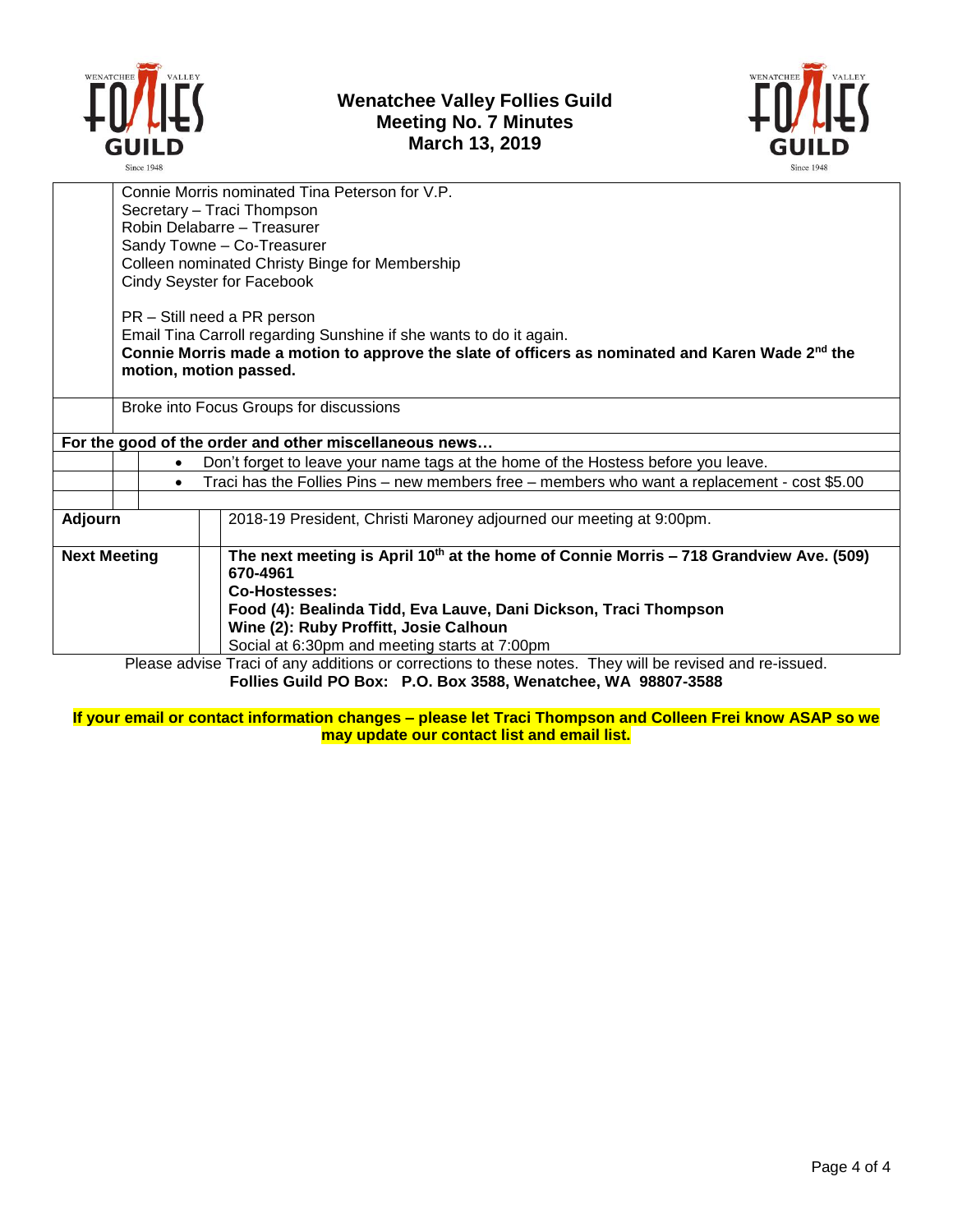**Wenatchee Valley Follies Guild**
**Meeting No. 7 Minutes**
**March 13, 2019**

| | |
|---|---|
| | Connie Morris nominated Tina Peterson for V.P.<br>Secretary – Traci Thompson<br>Robin Delabarre – Treasurer<br>Sandy Towne – Co-Treasurer<br>Colleen nominated Christy Binge for Membership<br>Cindy Seyster for Facebook<br><br>PR – Still need a PR person<br>Email Tina Carroll regarding Sunshine if she wants to do it again.<br>**Connie Morris made a motion to approve the slate of officers as nominated and Karen Wade 2nd the motion, motion passed.** |
| | Broke into Focus Groups for discussions |

**For the good of the order and other miscellaneous news…**

- Don't forget to leave your name tags at the home of the Hostess before you leave.
- Traci has the Follies Pins – new members free – members who want a replacement - cost $5.00

| | |
|---|---|
| **Adjourn** | 2018-19 President, Christi Maroney adjourned our meeting at 9:00pm. |
| **Next Meeting** | **The next meeting is April 10th at the home of Connie Morris – 718 Grandview Ave. (509) 670-4961**<br>**Co-Hostesses:**<br>**Food (4): Bealinda Tidd, Eva Lauve, Dani Dickson, Traci Thompson**<br>**Wine (2): Ruby Proffitt, Josie Calhoun**<br>Social at 6:30pm and meeting starts at 7:00pm |

Please advise Traci of any additions or corrections to these notes. They will be revised and re-issued.
**Follies Guild PO Box: P.O. Box 3588, Wenatchee, WA 98807-3588**

**If your email or contact information changes – please let Traci Thompson and Colleen Frei know ASAP so we may update our contact list and email list.**